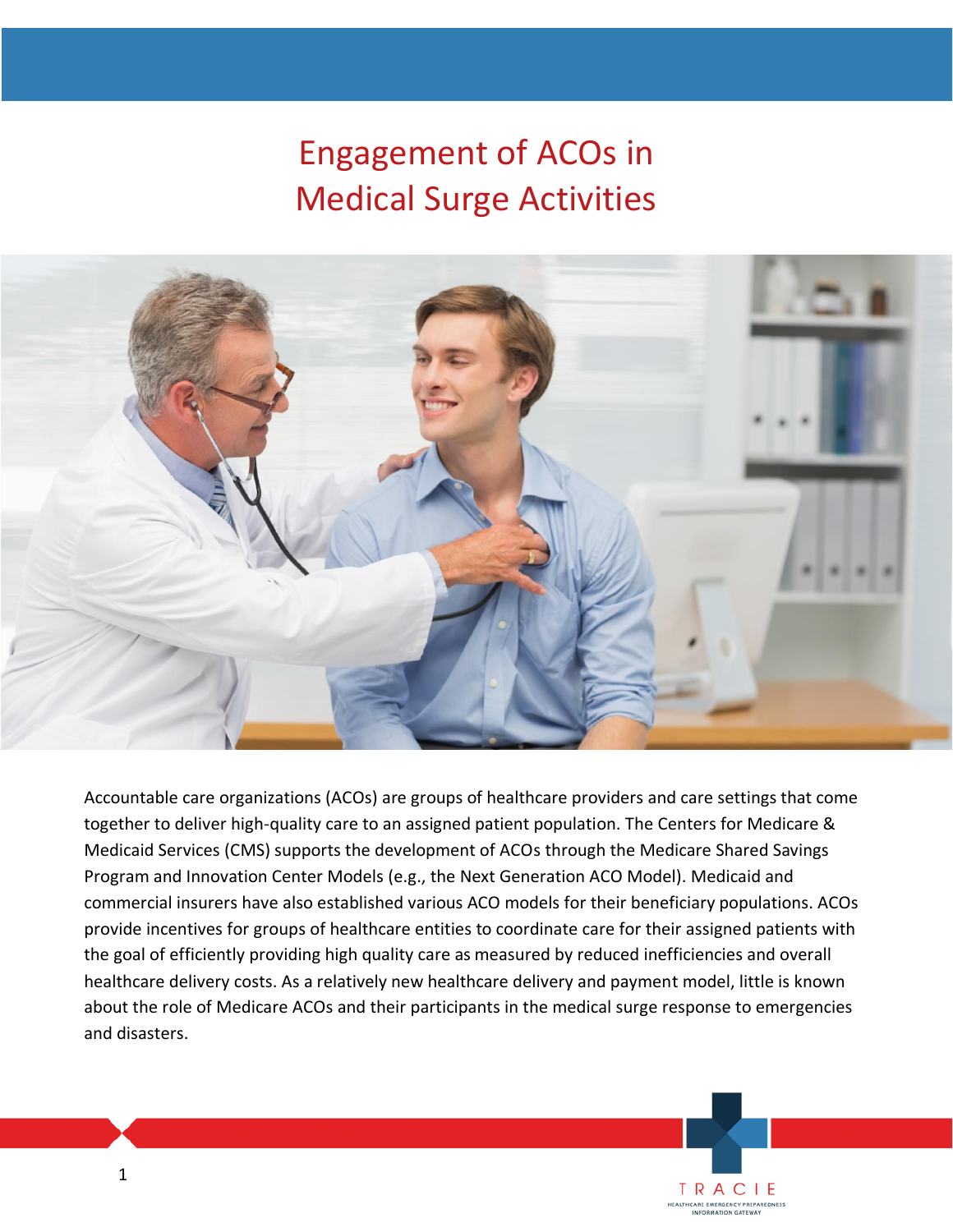# Engagement of ACOs in Medical Surge Activities

Accountable care organizations (ACOs) are groups of healthcare providers and care settings that come together to deliver high-quality care to an assigned patient population. The Centers for Medicare & Medicaid Services (CMS) supports the development of ACOs through the Medicare Shared Savings Program and Innovation Center Models (e.g., the Next Generation ACO Model). Medicaid and commercial insurers have also established various ACO models for their beneficiary populations. ACOs provide incentives for groups of healthcare entities to coordinate care for their assigned patients with the goal of efficiently providing high quality care as measured by reduced inefficiencies and overall healthcare delivery costs. As a relatively new healthcare delivery and payment model, little is known about the role of Medicare ACOs and their participants in the medical surge response to emergencies and disasters.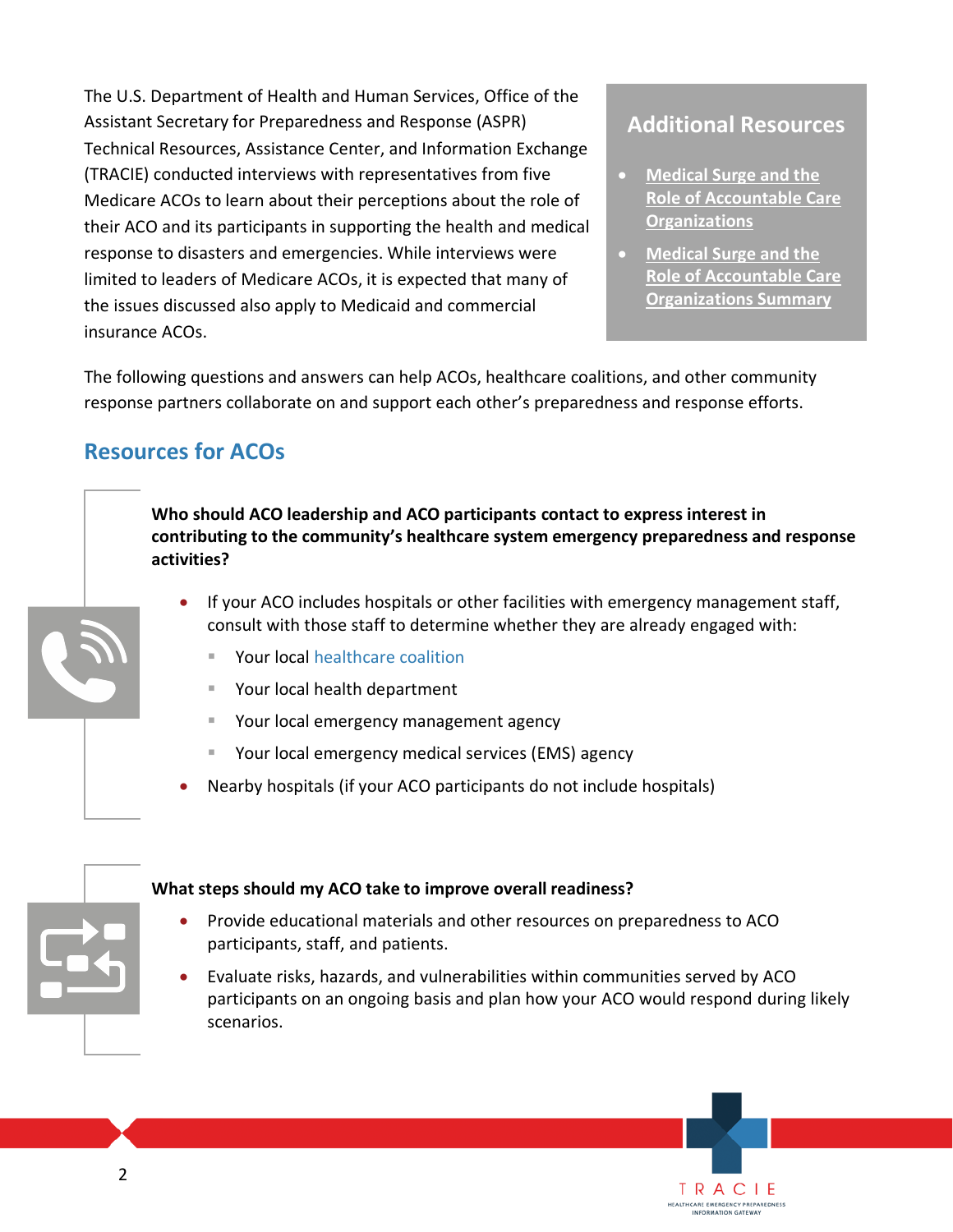The U.S. Department of Health and Human Services, Office of the Assistant Secretary for Preparedness and Response (ASPR) Technical Resources, Assistance Center, and Information Exchange (TRACIE) conducted interviews with representatives from five Medicare ACOs to learn about their perceptions about the role of their ACO and its participants in supporting the health and medical response to disasters and emergencies. While interviews were limited to leaders of Medicare ACOs, it is expected that many of the issues discussed also apply to Medicaid and commercial insurance ACOs.

## Additional Resources

- Medical Surge and the Role of Accountable Care Organizations
- Medical Surge and the Role of Accountable Care Organizations Summary

The following questions and answers can help ACOs, healthcare coalitions, and other community response partners collaborate on and support each other's preparedness and response efforts.

## Resources for ACOs

**Who should ACO leadership and ACO participants contact to express interest in contributing to the community's healthcare system emergency preparedness and response activities?**

- If your ACO includes hospitals or other facilities with emergency management staff, consult with those staff to determine whether they are already engaged with:
  - Your local healthcare coalition
  - Your local health department
  - Your local emergency management agency
  - Your local emergency medical services (EMS) agency
- Nearby hospitals (if your ACO participants do not include hospitals)

**What steps should my ACO take to improve overall readiness?**

- Provide educational materials and other resources on preparedness to ACO participants, staff, and patients.
- Evaluate risks, hazards, and vulnerabilities within communities served by ACO participants on an ongoing basis and plan how your ACO would respond during likely scenarios.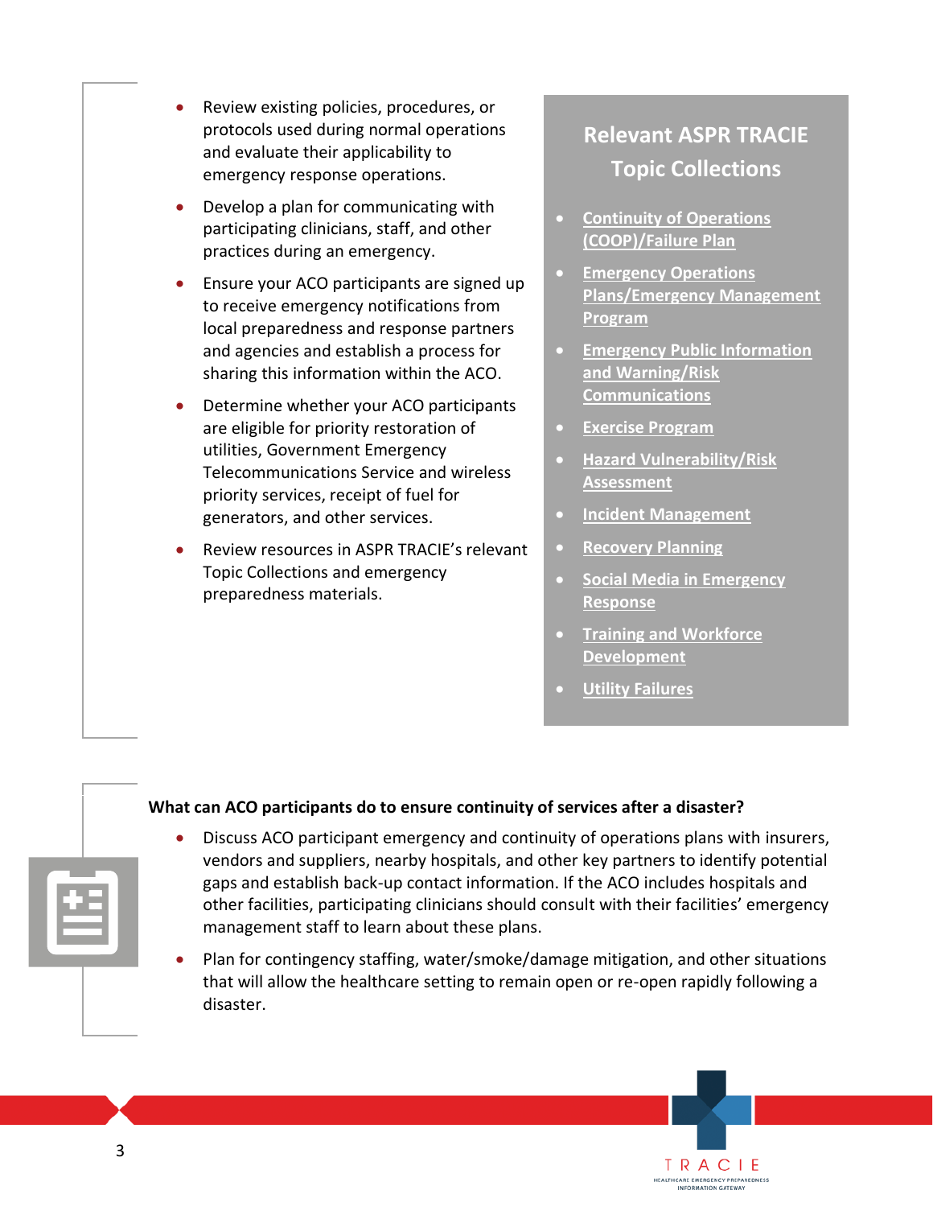- Review existing policies, procedures, or protocols used during normal operations and evaluate their applicability to emergency response operations.
- Develop a plan for communicating with participating clinicians, staff, and other practices during an emergency.
- Ensure your ACO participants are signed up to receive emergency notifications from local preparedness and response partners and agencies and establish a process for sharing this information within the ACO.
- Determine whether your ACO participants are eligible for priority restoration of utilities, Government Emergency Telecommunications Service and wireless priority services, receipt of fuel for generators, and other services.
- Review resources in ASPR TRACIE's relevant Topic Collections and emergency preparedness materials.

## Relevant ASPR TRACIE Topic Collections

- Continuity of Operations (COOP)/Failure Plan
- Emergency Operations Plans/Emergency Management Program
- Emergency Public Information and Warning/Risk Communications
- Exercise Program
- Hazard Vulnerability/Risk Assessment
- Incident Management
- Recovery Planning
- Social Media in Emergency Response
- Training and Workforce Development
- Utility Failures

**What can ACO participants do to ensure continuity of services after a disaster?**

- Discuss ACO participant emergency and continuity of operations plans with insurers, vendors and suppliers, nearby hospitals, and other key partners to identify potential gaps and establish back-up contact information. If the ACO includes hospitals and other facilities, participating clinicians should consult with their facilities' emergency management staff to learn about these plans.
- Plan for contingency staffing, water/smoke/damage mitigation, and other situations that will allow the healthcare setting to remain open or re-open rapidly following a disaster.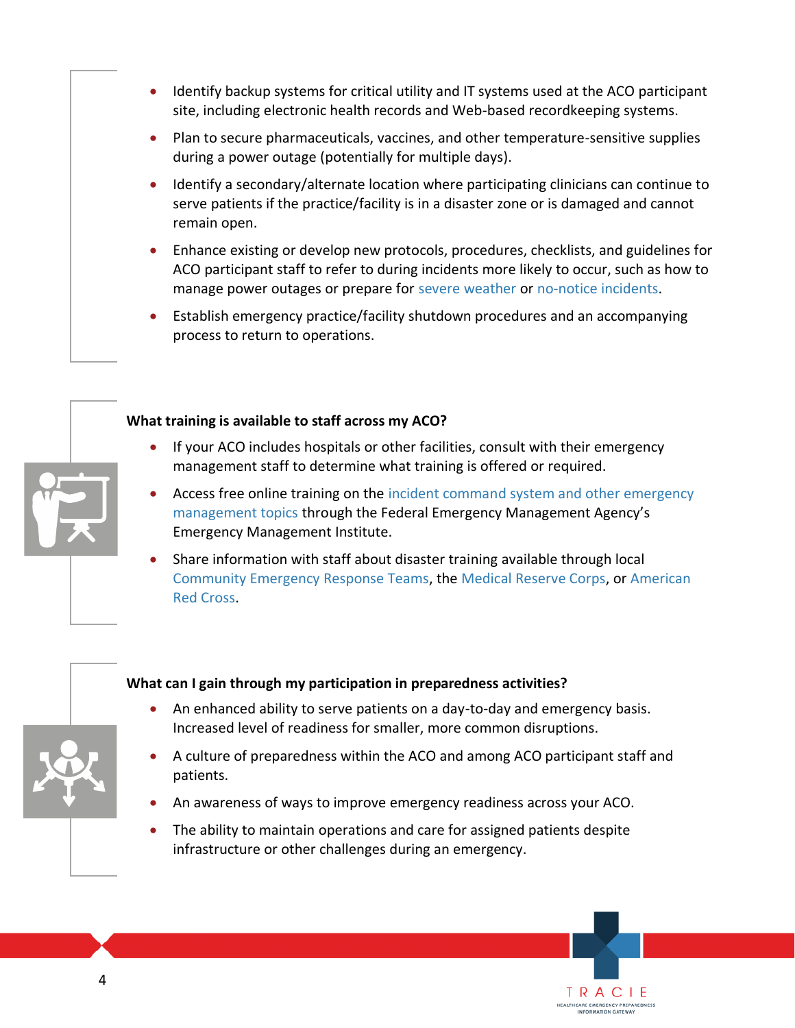- Identify backup systems for critical utility and IT systems used at the ACO participant site, including electronic health records and Web-based recordkeeping systems.
- Plan to secure pharmaceuticals, vaccines, and other temperature-sensitive supplies during a power outage (potentially for multiple days).
- Identify a secondary/alternate location where participating clinicians can continue to serve patients if the practice/facility is in a disaster zone or is damaged and cannot remain open.
- Enhance existing or develop new protocols, procedures, checklists, and guidelines for ACO participant staff to refer to during incidents more likely to occur, such as how to manage power outages or prepare for severe weather or no-notice incidents.
- Establish emergency practice/facility shutdown procedures and an accompanying process to return to operations.

**What training is available to staff across my ACO?**

- If your ACO includes hospitals or other facilities, consult with their emergency management staff to determine what training is offered or required.
- Access free online training on the incident command system and other emergency management topics through the Federal Emergency Management Agency's Emergency Management Institute.
- Share information with staff about disaster training available through local Community Emergency Response Teams, the Medical Reserve Corps, or American Red Cross.

**What can I gain through my participation in preparedness activities?**

- An enhanced ability to serve patients on a day-to-day and emergency basis. Increased level of readiness for smaller, more common disruptions.
- A culture of preparedness within the ACO and among ACO participant staff and patients.
- An awareness of ways to improve emergency readiness across your ACO.
- The ability to maintain operations and care for assigned patients despite infrastructure or other challenges during an emergency.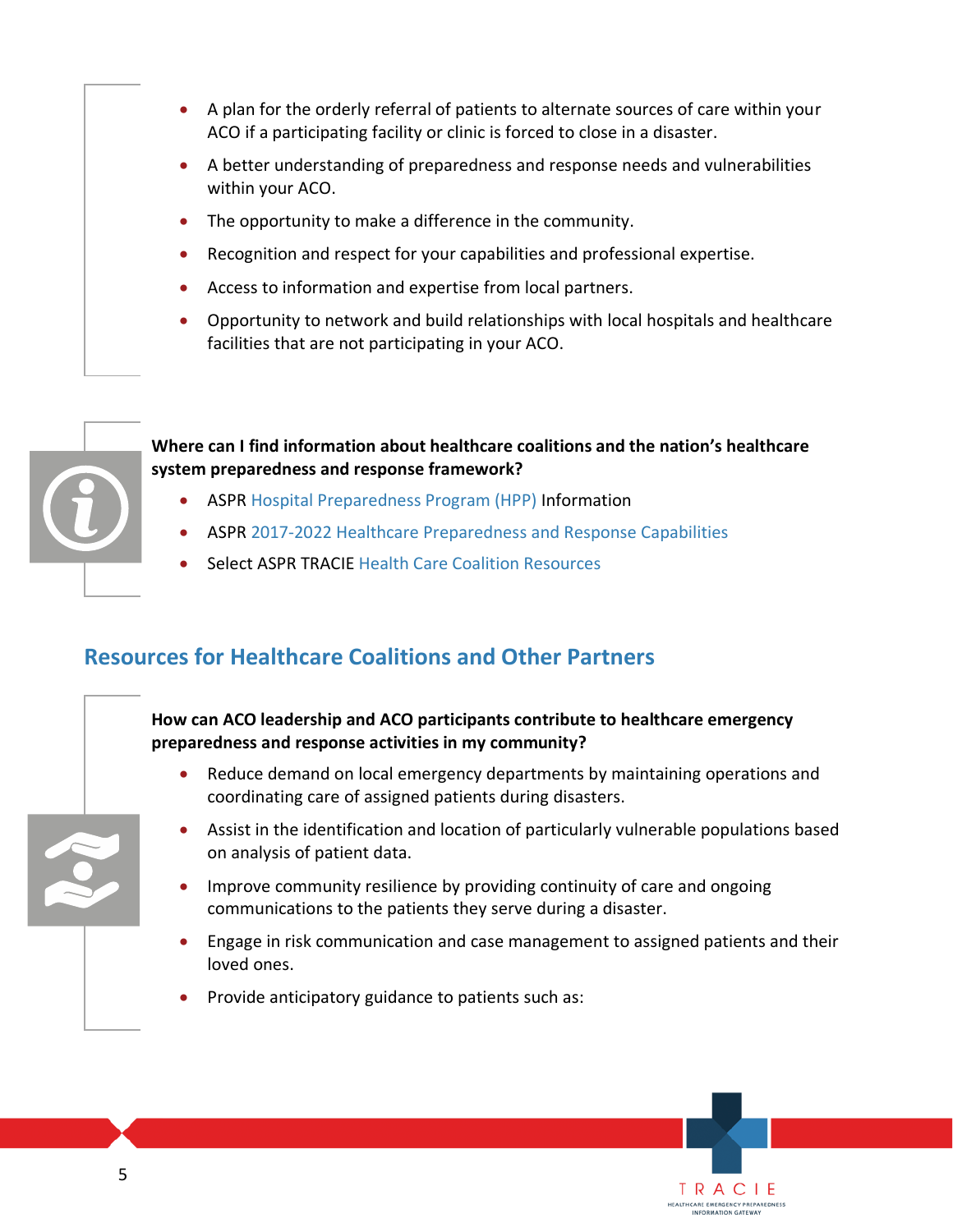- A plan for the orderly referral of patients to alternate sources of care within your ACO if a participating facility or clinic is forced to close in a disaster.
- A better understanding of preparedness and response needs and vulnerabilities within your ACO.
- The opportunity to make a difference in the community.
- Recognition and respect for your capabilities and professional expertise.
- Access to information and expertise from local partners.
- Opportunity to network and build relationships with local hospitals and healthcare facilities that are not participating in your ACO.

**Where can I find information about healthcare coalitions and the nation's healthcare system preparedness and response framework?**

- ASPR Hospital Preparedness Program (HPP) Information
- ASPR 2017-2022 Healthcare Preparedness and Response Capabilities
- Select ASPR TRACIE Health Care Coalition Resources

## Resources for Healthcare Coalitions and Other Partners

**How can ACO leadership and ACO participants contribute to healthcare emergency preparedness and response activities in my community?**

- Reduce demand on local emergency departments by maintaining operations and coordinating care of assigned patients during disasters.
- Assist in the identification and location of particularly vulnerable populations based on analysis of patient data.
- Improve community resilience by providing continuity of care and ongoing communications to the patients they serve during a disaster.
- Engage in risk communication and case management to assigned patients and their loved ones.
- Provide anticipatory guidance to patients such as: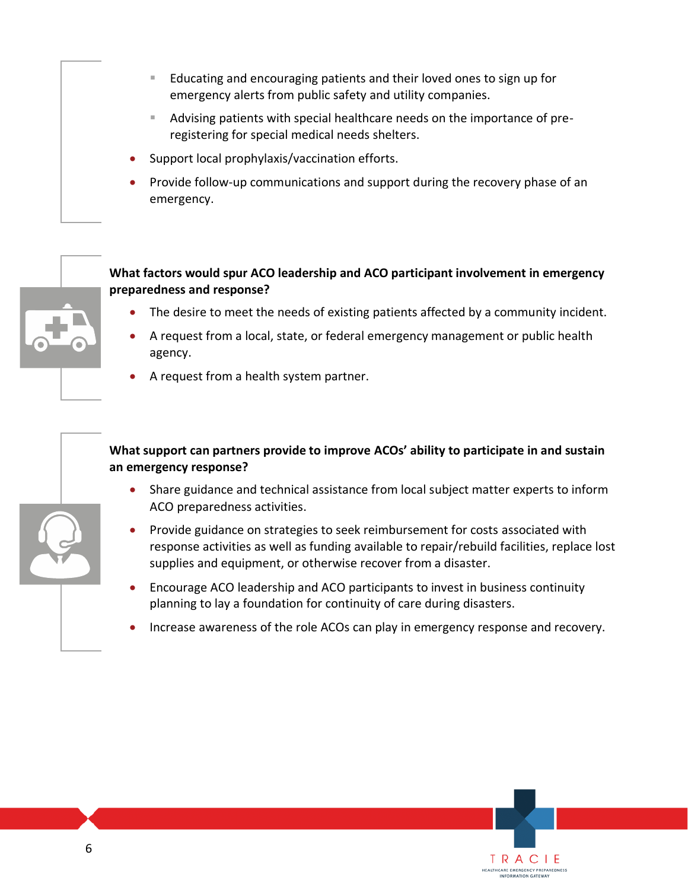- Educating and encouraging patients and their loved ones to sign up for emergency alerts from public safety and utility companies.
  - Advising patients with special healthcare needs on the importance of pre-registering for special medical needs shelters.
- Support local prophylaxis/vaccination efforts.
- Provide follow-up communications and support during the recovery phase of an emergency.

**What factors would spur ACO leadership and ACO participant involvement in emergency preparedness and response?**

- The desire to meet the needs of existing patients affected by a community incident.
- A request from a local, state, or federal emergency management or public health agency.
- A request from a health system partner.

**What support can partners provide to improve ACOs' ability to participate in and sustain an emergency response?**

- Share guidance and technical assistance from local subject matter experts to inform ACO preparedness activities.
- Provide guidance on strategies to seek reimbursement for costs associated with response activities as well as funding available to repair/rebuild facilities, replace lost supplies and equipment, or otherwise recover from a disaster.
- Encourage ACO leadership and ACO participants to invest in business continuity planning to lay a foundation for continuity of care during disasters.
- Increase awareness of the role ACOs can play in emergency response and recovery.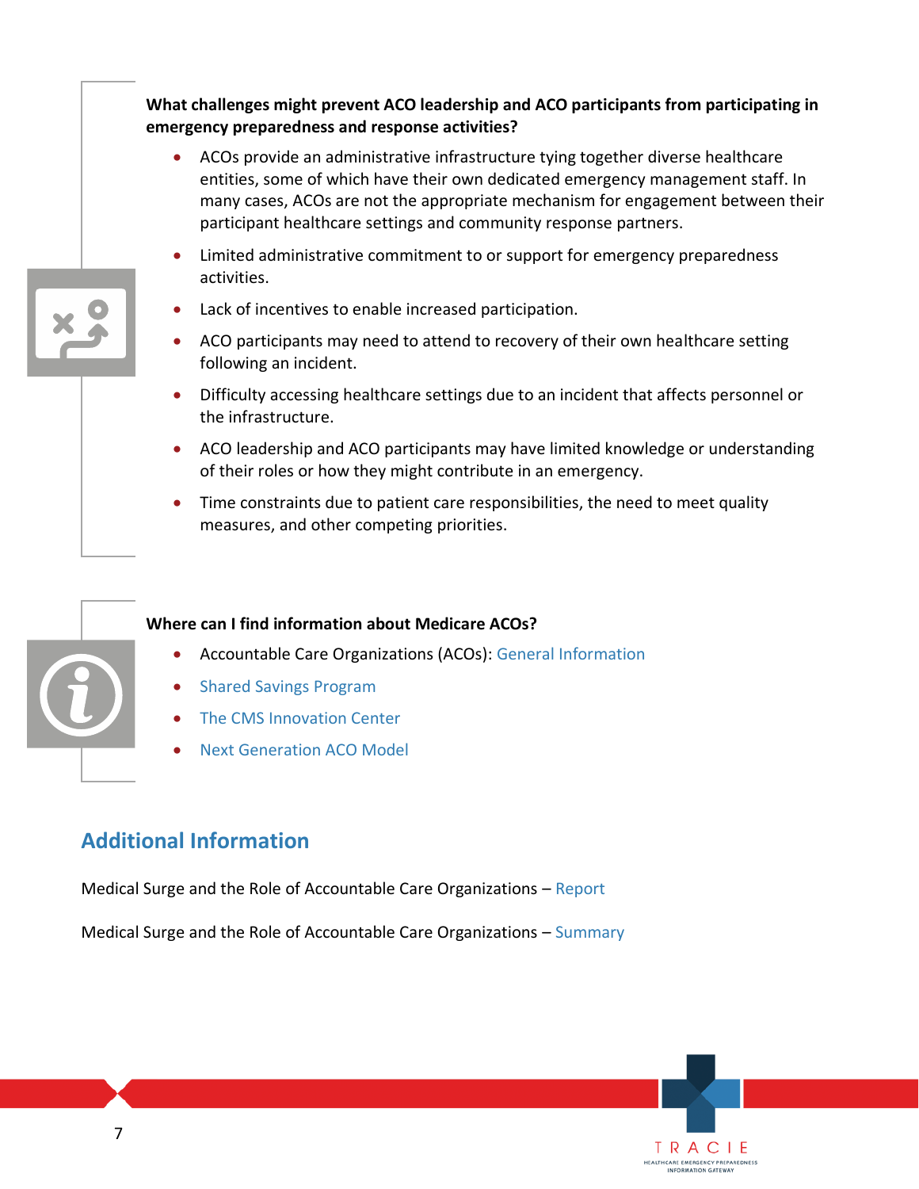**What challenges might prevent ACO leadership and ACO participants from participating in emergency preparedness and response activities?**

- ACOs provide an administrative infrastructure tying together diverse healthcare entities, some of which have their own dedicated emergency management staff. In many cases, ACOs are not the appropriate mechanism for engagement between their participant healthcare settings and community response partners.
- Limited administrative commitment to or support for emergency preparedness activities.
- Lack of incentives to enable increased participation.
- ACO participants may need to attend to recovery of their own healthcare setting following an incident.
- Difficulty accessing healthcare settings due to an incident that affects personnel or the infrastructure.
- ACO leadership and ACO participants may have limited knowledge or understanding of their roles or how they might contribute in an emergency.
- Time constraints due to patient care responsibilities, the need to meet quality measures, and other competing priorities.

**Where can I find information about Medicare ACOs?**

- Accountable Care Organizations (ACOs): General Information
- Shared Savings Program
- The CMS Innovation Center
- Next Generation ACO Model

## Additional Information

Medical Surge and the Role of Accountable Care Organizations – Report

Medical Surge and the Role of Accountable Care Organizations – Summary